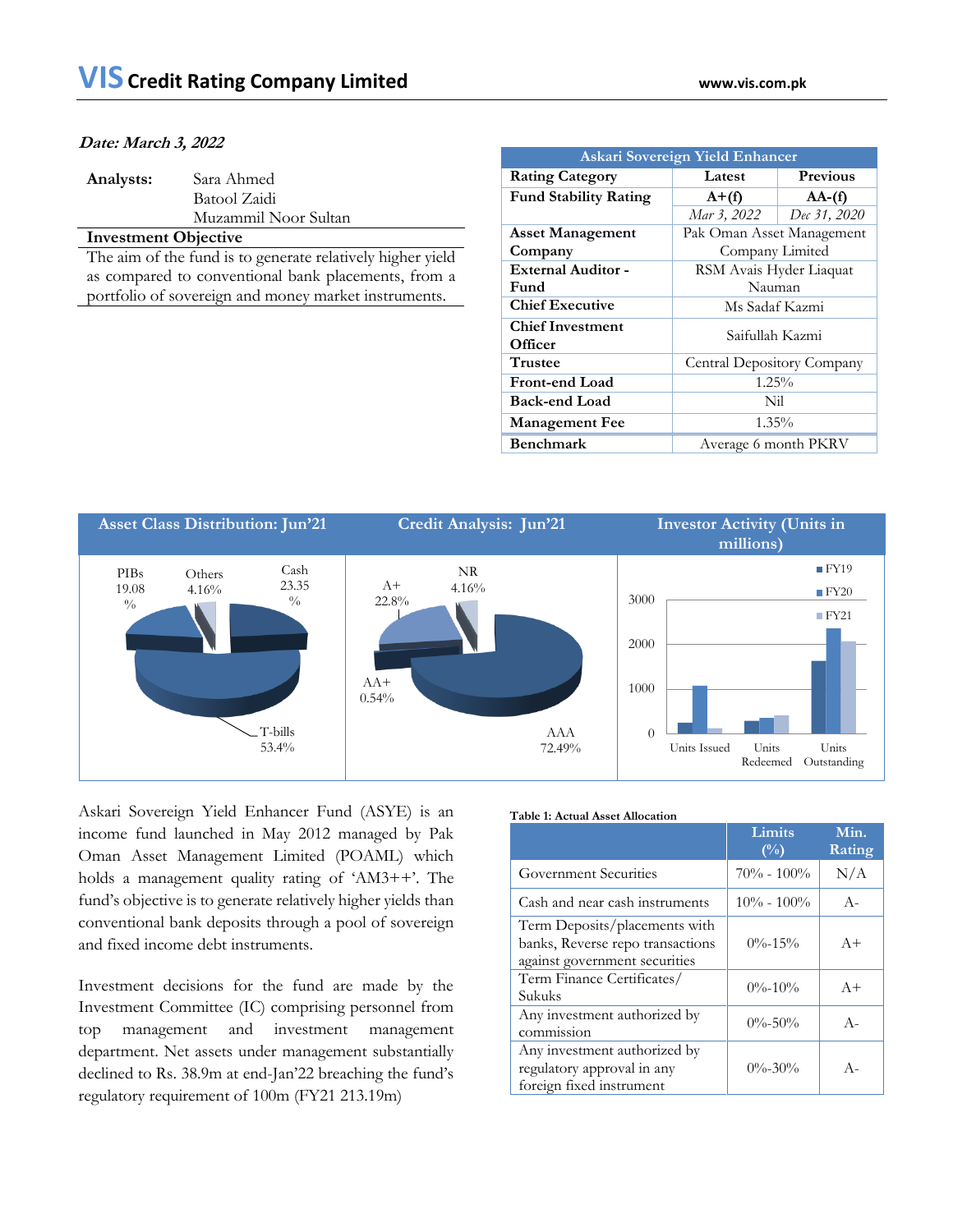# VIS Credit Rating Company Limited

www.vis.com.pk

***Date: March 3, 2022***

| **Analysts:** | Sara Ahmed<br>Batool Zaidi<br>Muzammil Noor Sultan |
|---|---|

**Investment Objective**

The aim of the fund is to generate relatively higher yield as compared to conventional bank placements, from a portfolio of sovereign and money market instruments.

| Askari Sovereign Yield Enhancer | | |
|---|---|---|
| **Rating Category** | **Latest** | **Previous** |
| **Fund Stability Rating** | **A+(f)** | **AA-(f)** |
| | *Mar 3, 2022* | *Dec 31, 2020* |
| **Asset Management Company** | Pak Oman Asset Management Company Limited | |
| **External Auditor - Fund** | RSM Avais Hyder Liaquat Nauman | |
| **Chief Executive** | Ms Sadaf Kazmi | |
| **Chief Investment Officer** | Saifullah Kazmi | |
| **Trustee** | Central Depository Company | |
| **Front-end Load** | 1.25% | |
| **Back-end Load** | Nil | |
| **Management Fee** | 1.35% | |
| **Benchmark** | Average 6 month PKRV | |

**Asset Class Distribution: Jun'21**

PIBs 19.08%; Others 4.16%; Cash 23.35%; T-bills 53.4%

**Credit Analysis: Jun'21**

A+ 22.8%; NR 4.16%; AA+ 0.54%; AAA 72.49%

**Investor Activity (Units in millions)**

FY19, FY20, FY21 — Units Issued, Units Redeemed, Units Outstanding (axis 0–3000)

Askari Sovereign Yield Enhancer Fund (ASYE) is an income fund launched in May 2012 managed by Pak Oman Asset Management Limited (POAML) which holds a management quality rating of 'AM3++'. The fund's objective is to generate relatively higher yields than conventional bank deposits through a pool of sovereign and fixed income debt instruments.

Investment decisions for the fund are made by the Investment Committee (IC) comprising personnel from top management and investment management department. Net assets under management substantially declined to Rs. 38.9m at end-Jan'22 breaching the fund's regulatory requirement of 100m (FY21 213.19m)

**Table 1: Actual Asset Allocation**

| | Limits (%) | Min. Rating |
|---|---|---|
| Government Securities | 70% - 100% | N/A |
| Cash and near cash instruments | 10% - 100% | A- |
| Term Deposits/placements with banks, Reverse repo transactions against government securities | 0%-15% | A+ |
| Term Finance Certificates/ Sukuks | 0%-10% | A+ |
| Any investment authorized by commission | 0%-50% | A- |
| Any investment authorized by regulatory approval in any foreign fixed instrument | 0%-30% | A- |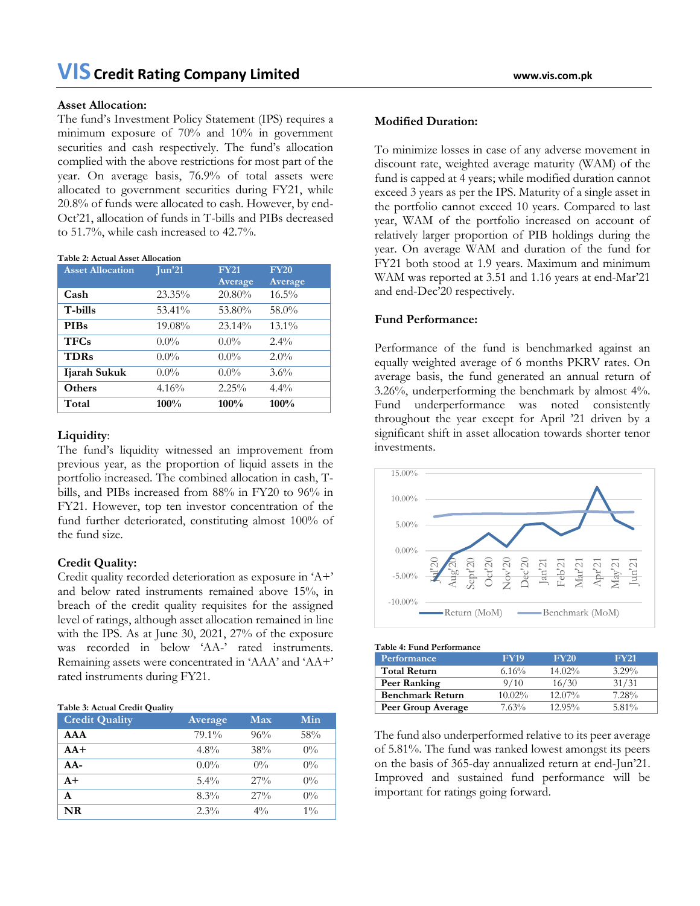## Asset Allocation:

The fund's Investment Policy Statement (IPS) requires a minimum exposure of 70% and 10% in government securities and cash respectively. The fund's allocation complied with the above restrictions for most part of the year. On average basis, 76.9% of total assets were allocated to government securities during FY21, while 20.8% of funds were allocated to cash. However, by end-Oct'21, allocation of funds in T-bills and PIBs decreased to 51.7%, while cash increased to 42.7%.

**Table 2: Actual Asset Allocation**

| Asset Allocation | Jun'21 | FY21 Average | FY20 Average |
|---|---|---|---|
| **Cash** | 23.35% | 20.80% | 16.5% |
| **T-bills** | 53.41% | 53.80% | 58.0% |
| **PIBs** | 19.08% | 23.14% | 13.1% |
| **TFCs** | 0.0% | 0.0% | 2.4% |
| **TDRs** | 0.0% | 0.0% | 2.0% |
| **Ijarah Sukuk** | 0.0% | 0.0% | 3.6% |
| **Others** | 4.16% | 2.25% | 4.4% |
| **Total** | **100%** | **100%** | **100%** |

## Liquidity:

The fund's liquidity witnessed an improvement from previous year, as the proportion of liquid assets in the portfolio increased. The combined allocation in cash, T-bills, and PIBs increased from 88% in FY20 to 96% in FY21. However, top ten investor concentration of the fund further deteriorated, constituting almost 100% of the fund size.

## Credit Quality:

Credit quality recorded deterioration as exposure in 'A+' and below rated instruments remained above 15%, in breach of the credit quality requisites for the assigned level of ratings, although asset allocation remained in line with the IPS. As at June 30, 2021, 27% of the exposure was recorded in below 'AA-' rated instruments. Remaining assets were concentrated in 'AAA' and 'AA+' rated instruments during FY21.

**Table 3: Actual Credit Quality**

| Credit Quality | Average | Max | Min |
|---|---|---|---|
| **AAA** | 79.1% | 96% | 58% |
| **AA+** | 4.8% | 38% | 0% |
| **AA-** | 0.0% | 0% | 0% |
| **A+** | 5.4% | 27% | 0% |
| **A** | 8.3% | 27% | 0% |
| **NR** | 2.3% | 4% | 1% |

## Modified Duration:

To minimize losses in case of any adverse movement in discount rate, weighted average maturity (WAM) of the fund is capped at 4 years; while modified duration cannot exceed 3 years as per the IPS. Maturity of a single asset in the portfolio cannot exceed 10 years. Compared to last year, WAM of the portfolio increased on account of relatively larger proportion of PIB holdings during the year. On average WAM and duration of the fund for FY21 both stood at 1.9 years. Maximum and minimum WAM was reported at 3.51 and 1.16 years at end-Mar'21 and end-Dec'20 respectively.

## Fund Performance:

Performance of the fund is benchmarked against an equally weighted average of 6 months PKRV rates. On average basis, the fund generated an annual return of 3.26%, underperforming the benchmark by almost 4%. Fund underperformance was noted consistently throughout the year except for April '21 driven by a significant shift in asset allocation towards shorter tenor investments.

**Table 4: Fund Performance**

| Performance | FY19 | FY20 | FY21 |
|---|---|---|---|
| **Total Return** | 6.16% | 14.02% | 3.29% |
| **Peer Ranking** | 9/10 | 16/30 | 31/31 |
| **Benchmark Return** | 10.02% | 12.07% | 7.28% |
| **Peer Group Average** | 7.63% | 12.95% | 5.81% |

The fund also underperformed relative to its peer average of 5.81%. The fund was ranked lowest amongst its peers on the basis of 365-day annualized return at end-Jun'21. Improved and sustained fund performance will be important for ratings going forward.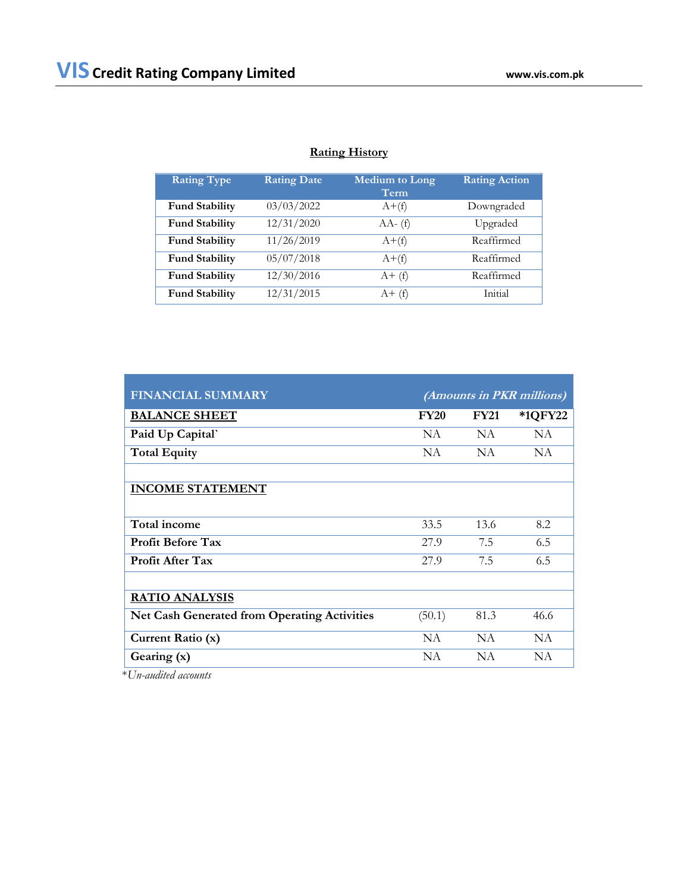## Rating History

| Rating Type | Rating Date | Medium to Long Term | Rating Action |
|---|---|---|---|
| **Fund Stability** | 03/03/2022 | A+(f) | Downgraded |
| **Fund Stability** | 12/31/2020 | AA- (f) | Upgraded |
| **Fund Stability** | 11/26/2019 | A+(f) | Reaffirmed |
| **Fund Stability** | 05/07/2018 | A+(f) | Reaffirmed |
| **Fund Stability** | 12/30/2016 | A+ (f) | Reaffirmed |
| **Fund Stability** | 12/31/2015 | A+ (f) | Initial |

| FINANCIAL SUMMARY | *(Amounts in PKR millions)* | | |
|---|---|---|---|
| **BALANCE SHEET** | **FY20** | **FY21** | ***1QFY22** |
| **Paid Up Capital`** | NA | NA | NA |
| **Total Equity** | NA | NA | NA |
| | | | |
| **INCOME STATEMENT** | | | |
| **Total income** | 33.5 | 13.6 | 8.2 |
| **Profit Before Tax** | 27.9 | 7.5 | 6.5 |
| **Profit After Tax** | 27.9 | 7.5 | 6.5 |
| | | | |
| **RATIO ANALYSIS** | | | |
| **Net Cash Generated from Operating Activities** | (50.1) | 81.3 | 46.6 |
| **Current Ratio (x)** | NA | NA | NA |
| **Gearing (x)** | NA | NA | NA |

*\*Un-audited accounts*